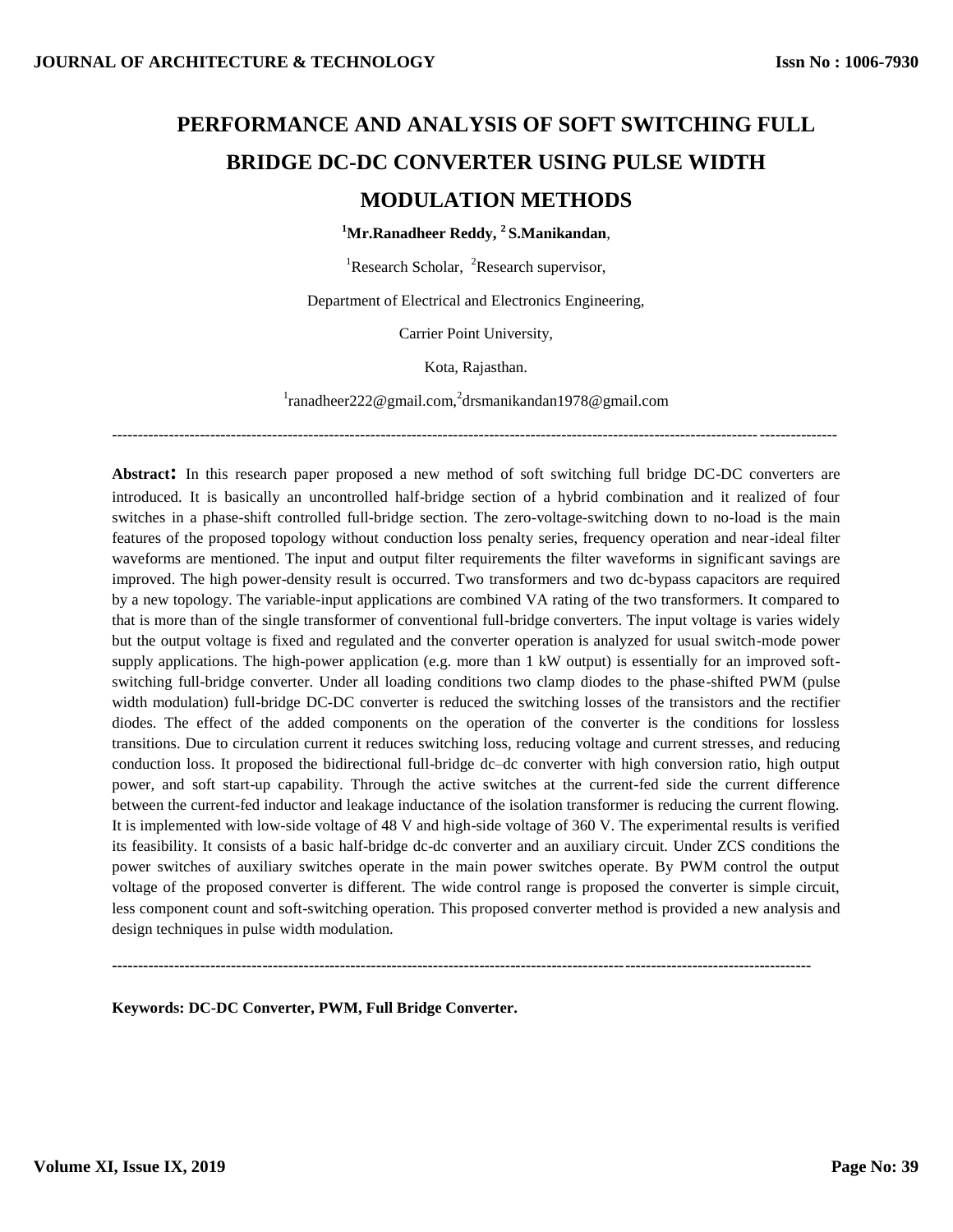# PERFORMANCE AND ANALYSIS OF SOFT SWITCHING FULL BRIDGE DC-DC CONVERTER USING PULSE WIDTH MODULATION METHODS

**[1]Mr.Ranadheer Reddy, [2] S.Manikandan**,

[1]Research Scholar, [2]Research supervisor,

Department of Electrical and Electronics Engineering,

Carrier Point University,

Kota, Rajasthan.

[1]ranadheer222@gmail.com,[2]drsmanikandan1978@gmail.com

---

**Abstract:** In this research paper proposed a new method of soft switching full bridge DC-DC converters are introduced. It is basically an uncontrolled half-bridge section of a hybrid combination and it realized of four switches in a phase-shift controlled full-bridge section. The zero-voltage-switching down to no-load is the main features of the proposed topology without conduction loss penalty series, frequency operation and near-ideal filter waveforms are mentioned. The input and output filter requirements the filter waveforms in significant savings are improved. The high power-density result is occurred. Two transformers and two dc-bypass capacitors are required by a new topology. The variable-input applications are combined VA rating of the two transformers. It compared to that is more than of the single transformer of conventional full-bridge converters. The input voltage is varies widely but the output voltage is fixed and regulated and the converter operation is analyzed for usual switch-mode power supply applications. The high-power application (e.g. more than 1 kW output) is essentially for an improved soft-switching full-bridge converter. Under all loading conditions two clamp diodes to the phase-shifted PWM (pulse width modulation) full-bridge DC-DC converter is reduced the switching losses of the transistors and the rectifier diodes. The effect of the added components on the operation of the converter is the conditions for lossless transitions. Due to circulation current it reduces switching loss, reducing voltage and current stresses, and reducing conduction loss. It proposed the bidirectional full-bridge dc–dc converter with high conversion ratio, high output power, and soft start-up capability. Through the active switches at the current-fed side the current difference between the current-fed inductor and leakage inductance of the isolation transformer is reducing the current flowing. It is implemented with low-side voltage of 48 V and high-side voltage of 360 V. The experimental results is verified its feasibility. It consists of a basic half-bridge dc-dc converter and an auxiliary circuit. Under ZCS conditions the power switches of auxiliary switches operate in the main power switches operate. By PWM control the output voltage of the proposed converter is different. The wide control range is proposed the converter is simple circuit, less component count and soft-switching operation. This proposed converter method is provided a new analysis and design techniques in pulse width modulation.

---

**Keywords: DC-DC Converter, PWM, Full Bridge Converter.**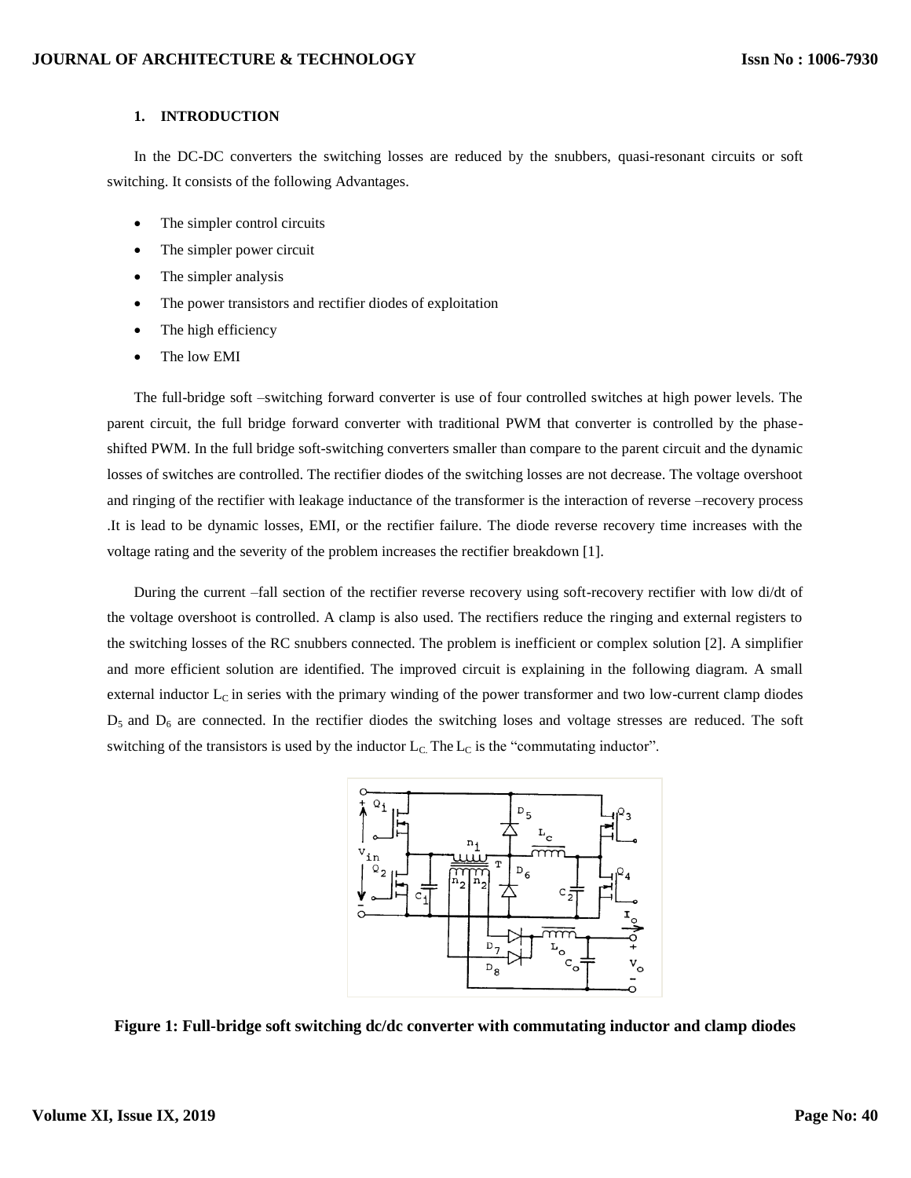## 1. INTRODUCTION

In the DC-DC converters the switching losses are reduced by the snubbers, quasi-resonant circuits or soft switching. It consists of the following Advantages.

- The simpler control circuits
- The simpler power circuit
- The simpler analysis
- The power transistors and rectifier diodes of exploitation
- The high efficiency
- The low EMI

The full-bridge soft –switching forward converter is use of four controlled switches at high power levels. The parent circuit, the full bridge forward converter with traditional PWM that converter is controlled by the phase-shifted PWM. In the full bridge soft-switching converters smaller than compare to the parent circuit and the dynamic losses of switches are controlled. The rectifier diodes of the switching losses are not decrease. The voltage overshoot and ringing of the rectifier with leakage inductance of the transformer is the interaction of reverse –recovery process .It is lead to be dynamic losses, EMI, or the rectifier failure. The diode reverse recovery time increases with the voltage rating and the severity of the problem increases the rectifier breakdown [1].

During the current –fall section of the rectifier reverse recovery using soft-recovery rectifier with low di/dt of the voltage overshoot is controlled. A clamp is also used. The rectifiers reduce the ringing and external registers to the switching losses of the RC snubbers connected. The problem is inefficient or complex solution [2]. A simplifier and more efficient solution are identified. The improved circuit is explaining in the following diagram. A small external inductor $L_C$ in series with the primary winding of the power transformer and two low-current clamp diodes $D_5$ and $D_6$ are connected. In the rectifier diodes the switching loses and voltage stresses are reduced. The soft switching of the transistors is used by the inductor $L_C$. The $L_C$ is the "commutating inductor".

**Figure 1: Full-bridge soft switching dc/dc converter with commutating inductor and clamp diodes**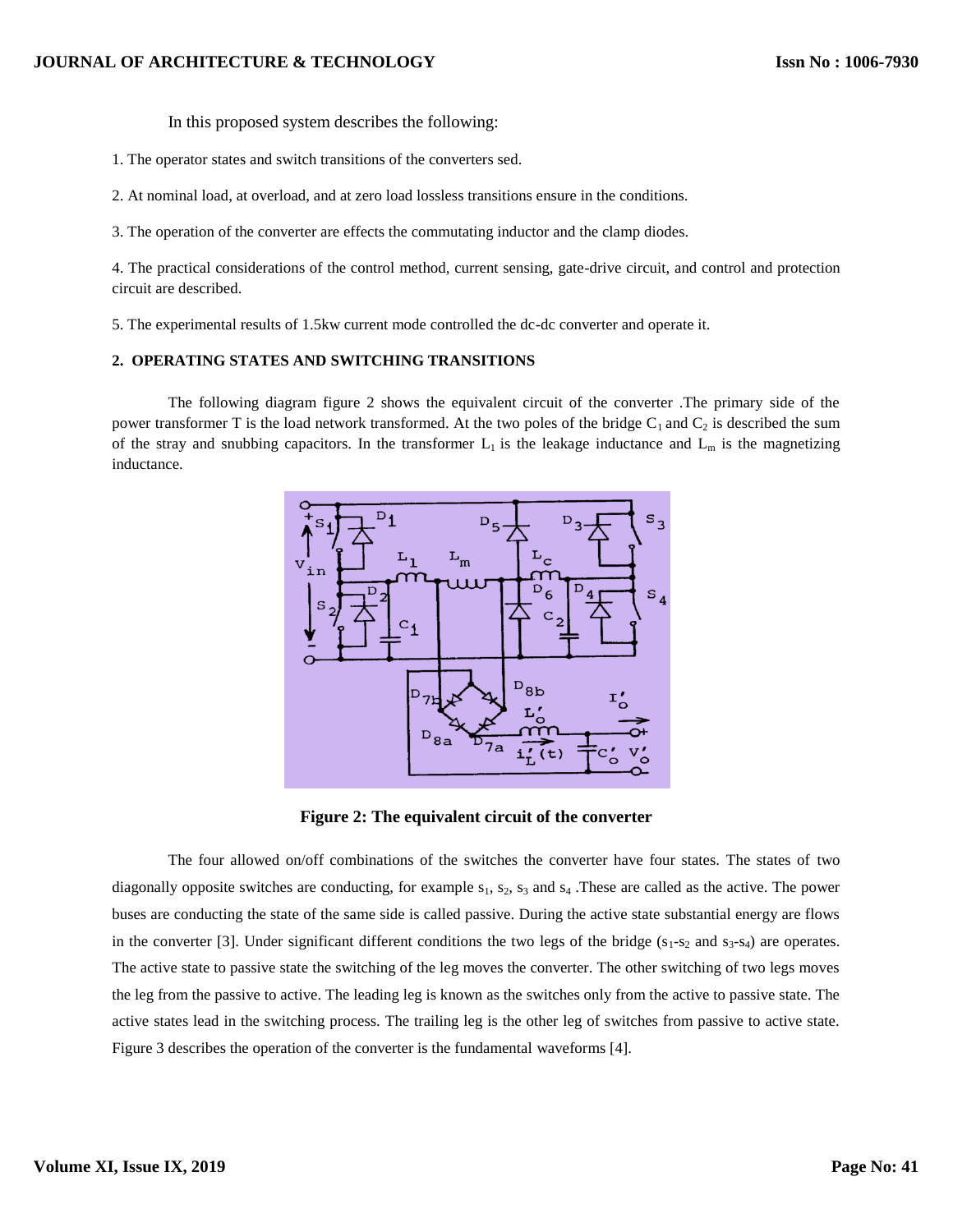In this proposed system describes the following:

1. The operator states and switch transitions of the converters sed.

2. At nominal load, at overload, and at zero load lossless transitions ensure in the conditions.

3. The operation of the converter are effects the commutating inductor and the clamp diodes.

4. The practical considerations of the control method, current sensing, gate-drive circuit, and control and protection circuit are described.

5. The experimental results of 1.5kw current mode controlled the dc-dc converter and operate it.

## 2. OPERATING STATES AND SWITCHING TRANSITIONS

The following diagram figure 2 shows the equivalent circuit of the converter .The primary side of the power transformer T is the load network transformed. At the two poles of the bridge $C_1$ and $C_2$ is described the sum of the stray and snubbing capacitors. In the transformer $L_1$ is the leakage inductance and $L_m$ is the magnetizing inductance.

**Figure 2: The equivalent circuit of the converter**

The four allowed on/off combinations of the switches the converter have four states. The states of two diagonally opposite switches are conducting, for example $s_1$, $s_2$, $s_3$ and $s_4$ .These are called as the active. The power buses are conducting the state of the same side is called passive. During the active state substantial energy are flows in the converter [3]. Under significant different conditions the two legs of the bridge ($s_1$-$s_2$ and $s_3$-$s_4$) are operates. The active state to passive state the switching of the leg moves the converter. The other switching of two legs moves the leg from the passive to active. The leading leg is known as the switches only from the active to passive state. The active states lead in the switching process. The trailing leg is the other leg of switches from passive to active state. Figure 3 describes the operation of the converter is the fundamental waveforms [4].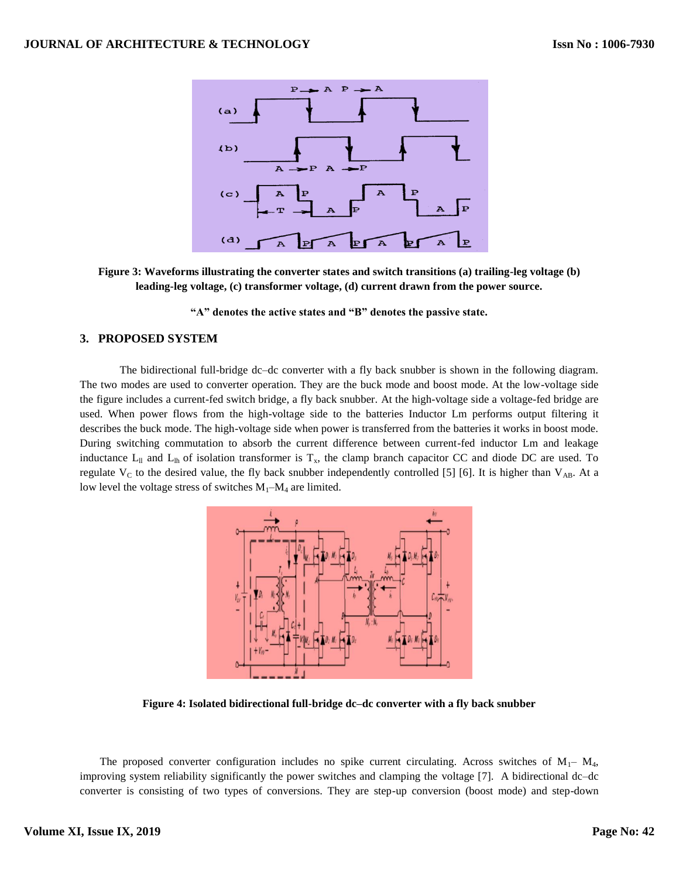Figure 3: Waveforms illustrating the converter states and switch transitions (a) trailing-leg voltage (b) leading-leg voltage, (c) transformer voltage, (d) current drawn from the power source.

"A" denotes the active states and "B" denotes the passive state.

## 3. PROPOSED SYSTEM

The bidirectional full-bridge dc–dc converter with a fly back snubber is shown in the following diagram. The two modes are used to converter operation. They are the buck mode and boost mode. At the low-voltage side the figure includes a current-fed switch bridge, a fly back snubber. At the high-voltage side a voltage-fed bridge are used. When power flows from the high-voltage side to the batteries Inductor Lm performs output filtering it describes the buck mode. The high-voltage side when power is transferred from the batteries it works in boost mode. During switching commutation to absorb the current difference between current-fed inductor Lm and leakage inductance $L_{ll}$ and $L_{lh}$ of isolation transformer is $T_x$, the clamp branch capacitor CC and diode DC are used. To regulate $V_C$ to the desired value, the fly back snubber independently controlled [5] [6]. It is higher than $V_{AB}$. At a low level the voltage stress of switches $M_1$–$M_4$ are limited.

Figure 4: Isolated bidirectional full-bridge dc–dc converter with a fly back snubber

The proposed converter configuration includes no spike current circulating. Across switches of $M_1$– $M_4$, improving system reliability significantly the power switches and clamping the voltage [7]. A bidirectional dc–dc converter is consisting of two types of conversions. They are step-up conversion (boost mode) and step-down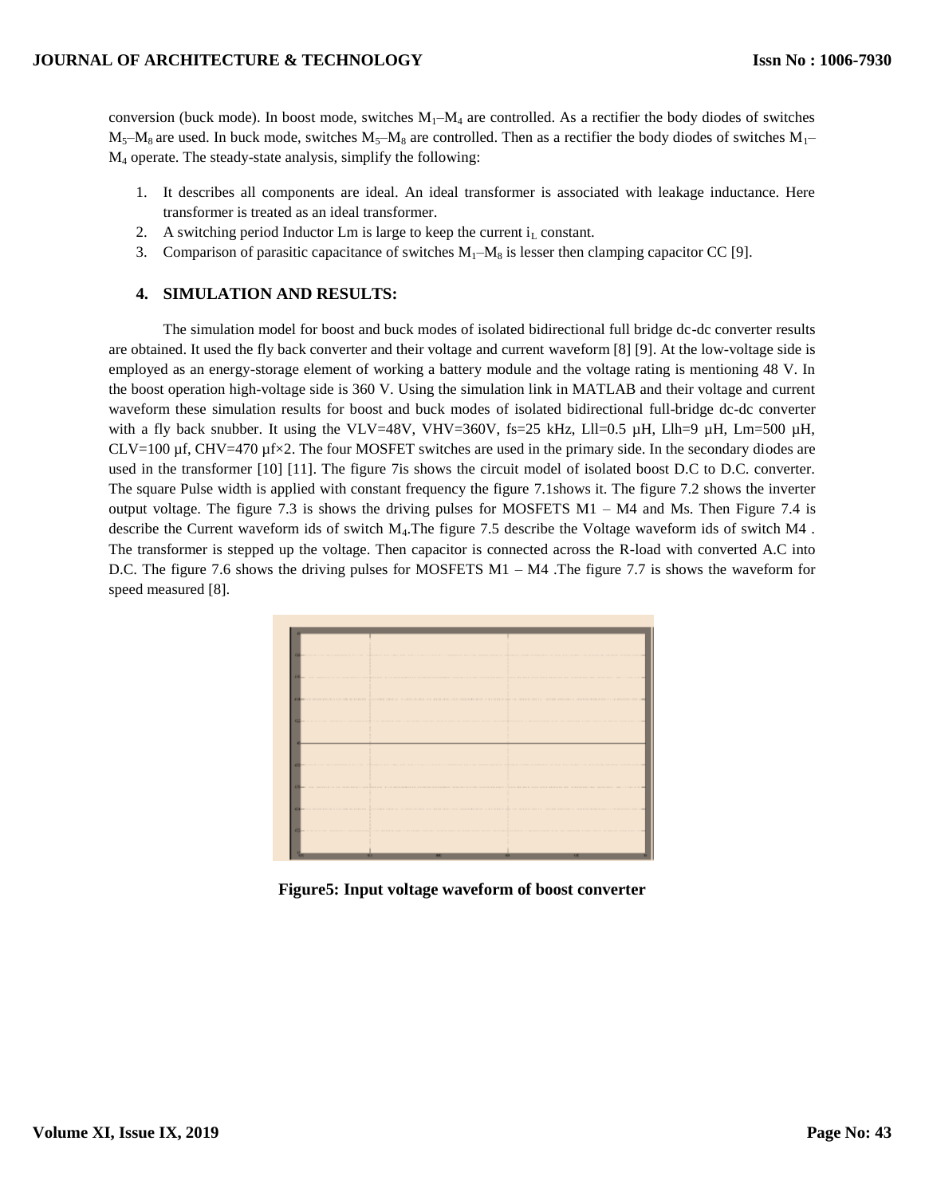conversion (buck mode). In boost mode, switches $M_1$–$M_4$ are controlled. As a rectifier the body diodes of switches $M_5$–$M_8$ are used. In buck mode, switches $M_5$–$M_8$ are controlled. Then as a rectifier the body diodes of switches $M_1$–$M_4$ operate. The steady-state analysis, simplify the following:

1. It describes all components are ideal. An ideal transformer is associated with leakage inductance. Here transformer is treated as an ideal transformer.
2. A switching period Inductor Lm is large to keep the current $i_L$ constant.
3. Comparison of parasitic capacitance of switches $M_1$–$M_8$ is lesser then clamping capacitor CC [9].

## 4. SIMULATION AND RESULTS:

The simulation model for boost and buck modes of isolated bidirectional full bridge dc-dc converter results are obtained. It used the fly back converter and their voltage and current waveform [8] [9]. At the low-voltage side is employed as an energy-storage element of working a battery module and the voltage rating is mentioning 48 V. In the boost operation high-voltage side is 360 V. Using the simulation link in MATLAB and their voltage and current waveform these simulation results for boost and buck modes of isolated bidirectional full-bridge dc-dc converter with a fly back snubber. It using the VLV=48V, VHV=360V, fs=25 kHz, Lll=0.5 µH, Llh=9 µH, Lm=500 µH, CLV=100 µf, CHV=470 µf×2. The four MOSFET switches are used in the primary side. In the secondary diodes are used in the transformer [10] [11]. The figure 7is shows the circuit model of isolated boost D.C to D.C. converter. The square Pulse width is applied with constant frequency the figure 7.1shows it. The figure 7.2 shows the inverter output voltage. The figure 7.3 is shows the driving pulses for MOSFETS M1 – M4 and Ms. Then Figure 7.4 is describe the Current waveform ids of switch $M_4$.The figure 7.5 describe the Voltage waveform ids of switch M4 . The transformer is stepped up the voltage. Then capacitor is connected across the R-load with converted A.C into D.C. The figure 7.6 shows the driving pulses for MOSFETS M1 – M4 .The figure 7.7 is shows the waveform for speed measured [8].

**Figure5: Input voltage waveform of boost converter**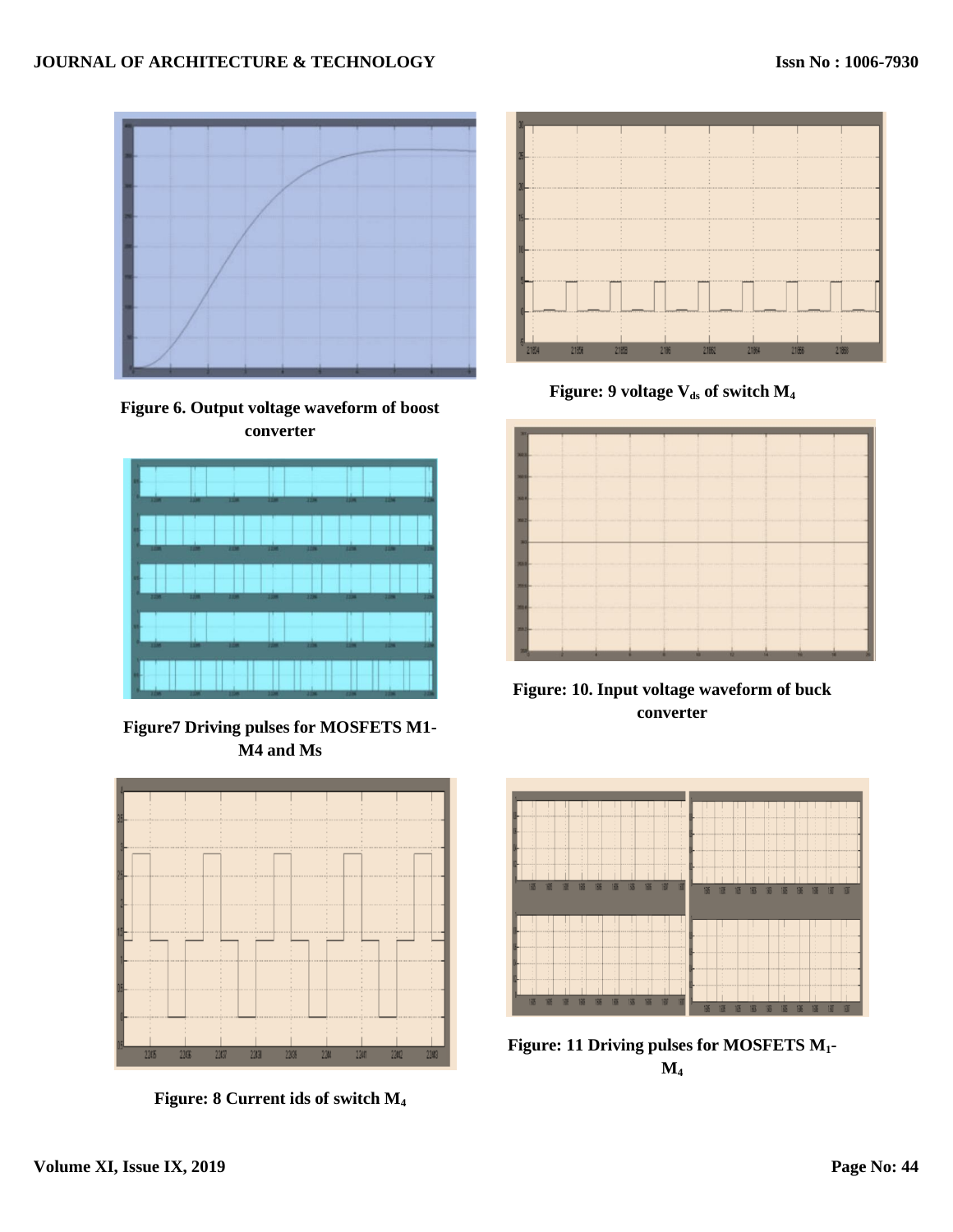**Figure 6. Output voltage waveform of boost converter**

**Figure7 Driving pulses for MOSFETS M1-M4 and Ms**

**Figure: 8 Current ids of switch $M_4$**

**Figure: 9 voltage $V_{ds}$ of switch $M_4$**

**Figure: 10. Input voltage waveform of buck converter**

**Figure: 11 Driving pulses for MOSFETS $M_1$-$M_4$**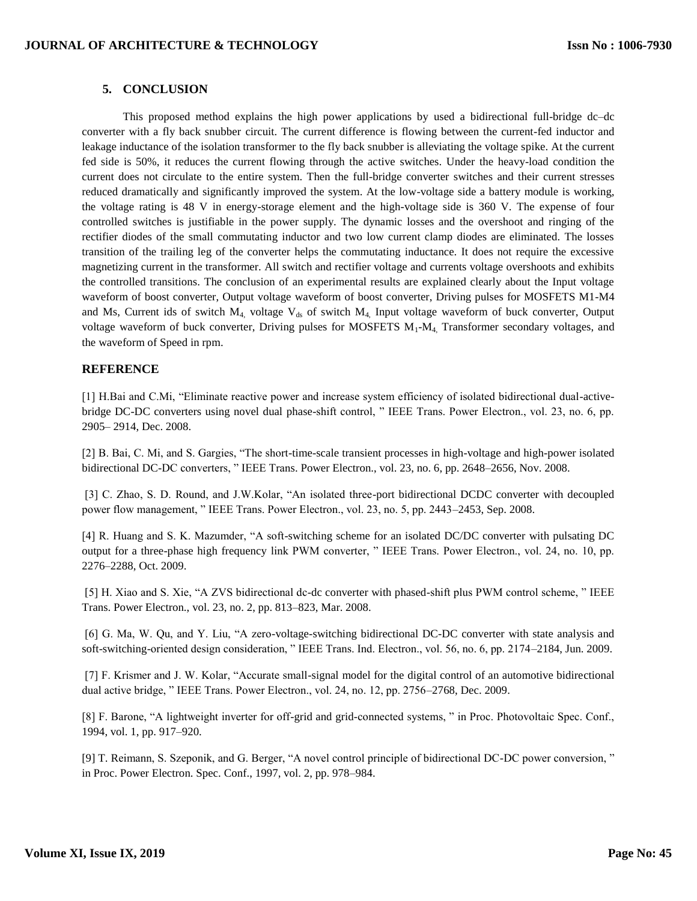## 5. CONCLUSION

This proposed method explains the high power applications by used a bidirectional full-bridge dc–dc converter with a fly back snubber circuit. The current difference is flowing between the current-fed inductor and leakage inductance of the isolation transformer to the fly back snubber is alleviating the voltage spike. At the current fed side is 50%, it reduces the current flowing through the active switches. Under the heavy-load condition the current does not circulate to the entire system. Then the full-bridge converter switches and their current stresses reduced dramatically and significantly improved the system. At the low-voltage side a battery module is working, the voltage rating is 48 V in energy-storage element and the high-voltage side is 360 V. The expense of four controlled switches is justifiable in the power supply. The dynamic losses and the overshoot and ringing of the rectifier diodes of the small commutating inductor and two low current clamp diodes are eliminated. The losses transition of the trailing leg of the converter helps the commutating inductance. It does not require the excessive magnetizing current in the transformer. All switch and rectifier voltage and currents voltage overshoots and exhibits the controlled transitions. The conclusion of an experimental results are explained clearly about the Input voltage waveform of boost converter, Output voltage waveform of boost converter, Driving pulses for MOSFETS M1-M4 and Ms, Current ids of switch $M_4$, voltage $V_{ds}$ of switch $M_4$, Input voltage waveform of buck converter, Output voltage waveform of buck converter, Driving pulses for MOSFETS $M_1$-$M_4$, Transformer secondary voltages, and the waveform of Speed in rpm.

## REFERENCE

[1] H.Bai and C.Mi, "Eliminate reactive power and increase system efficiency of isolated bidirectional dual-active-bridge DC-DC converters using novel dual phase-shift control, " IEEE Trans. Power Electron., vol. 23, no. 6, pp. 2905– 2914, Dec. 2008.

[2] B. Bai, C. Mi, and S. Gargies, "The short-time-scale transient processes in high-voltage and high-power isolated bidirectional DC-DC converters, " IEEE Trans. Power Electron., vol. 23, no. 6, pp. 2648–2656, Nov. 2008.

[3] C. Zhao, S. D. Round, and J.W.Kolar, "An isolated three-port bidirectional DCDC converter with decoupled power flow management, " IEEE Trans. Power Electron., vol. 23, no. 5, pp. 2443–2453, Sep. 2008.

[4] R. Huang and S. K. Mazumder, "A soft-switching scheme for an isolated DC/DC converter with pulsating DC output for a three-phase high frequency link PWM converter, " IEEE Trans. Power Electron., vol. 24, no. 10, pp. 2276–2288, Oct. 2009.

[5] H. Xiao and S. Xie, "A ZVS bidirectional dc-dc converter with phased-shift plus PWM control scheme, " IEEE Trans. Power Electron., vol. 23, no. 2, pp. 813–823, Mar. 2008.

[6] G. Ma, W. Qu, and Y. Liu, "A zero-voltage-switching bidirectional DC-DC converter with state analysis and soft-switching-oriented design consideration, " IEEE Trans. Ind. Electron., vol. 56, no. 6, pp. 2174–2184, Jun. 2009.

[7] F. Krismer and J. W. Kolar, "Accurate small-signal model for the digital control of an automotive bidirectional dual active bridge, " IEEE Trans. Power Electron., vol. 24, no. 12, pp. 2756–2768, Dec. 2009.

[8] F. Barone, "A lightweight inverter for off-grid and grid-connected systems, " in Proc. Photovoltaic Spec. Conf., 1994, vol. 1, pp. 917–920.

[9] T. Reimann, S. Szeponik, and G. Berger, "A novel control principle of bidirectional DC-DC power conversion, " in Proc. Power Electron. Spec. Conf., 1997, vol. 2, pp. 978–984.